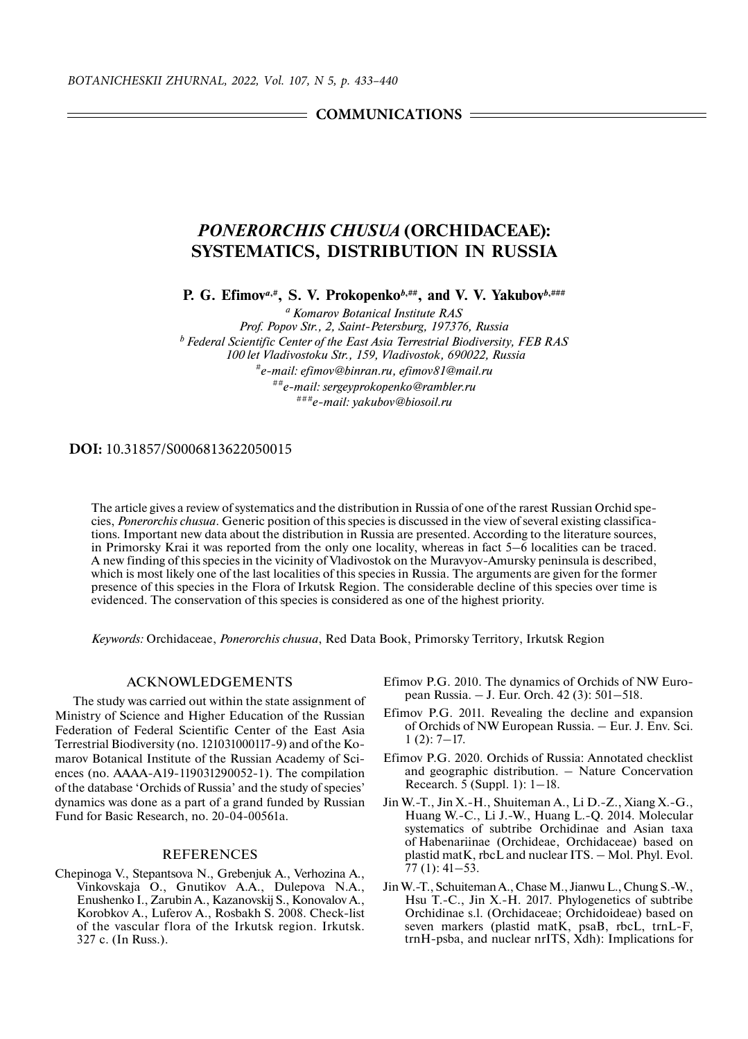## COMMUNICATIONS

# *PONERORCHIS CHUSUA* (ORCHIDACEAE): SYSTEMATICS, DISTRIBUTION IN RUSSIA

**P. G. Efimov**[a,#], **S. V. Prokopenko**[b,##], **and V. V. Yakubov**[b,###]

[a] *Komarov Botanical Institute RAS*
*Prof. Popov Str., 2, Saint-Petersburg, 197376, Russia*
[b] *Federal Scientific Center of the East Asia Terrestrial Biodiversity, FEB RAS*
*100 let Vladivostoku Str., 159, Vladivostok, 690022, Russia*
[#] *e-mail: efimov@binran.ru, efimov81@mail.ru*
[##] *e-mail: sergeyprokopenko@rambler.ru*
[###] *e-mail: yakubov@biosoil.ru*

**DOI:** 10.31857/S0006813622050015

The article gives a review of systematics and the distribution in Russia of one of the rarest Russian Orchid species, *Ponerorchis chusua*. Generic position of this species is discussed in the view of several existing classifications. Important new data about the distribution in Russia are presented. According to the literature sources, in Primorsky Krai it was reported from the only one locality, whereas in fact 5–6 localities can be traced. A new finding of this species in the vicinity of Vladivostok on the Muravyov-Amursky peninsula is described, which is most likely one of the last localities of this species in Russia. The arguments are given for the former presence of this species in the Flora of Irkutsk Region. The considerable decline of this species over time is evidenced. The conservation of this species is considered as one of the highest priority.

*Keywords:* Orchidaceae, *Ponerorchis chusua*, Red Data Book, Primorsky Territory, Irkutsk Region

## ACKNOWLEDGEMENTS

The study was carried out within the state assignment of Ministry of Science and Higher Education of the Russian Federation of Federal Scientific Center of the East Asia Terrestrial Biodiversity (no. 121031000117-9) and of the Komarov Botanical Institute of the Russian Academy of Sciences (no. AAAA-A19-119031290052-1). The compilation of the database 'Orchids of Russia' and the study of species' dynamics was done as a part of a grand funded by Russian Fund for Basic Research, no. 20-04-00561a.

## REFERENCES

Chepinoga V., Stepantsova N., Grebenjuk A., Verhozina A., Vinkovskaja O., Gnutikov A.A., Dulepova N.A., Enushenko I., Zarubin A., Kazanovskij S., Konovalov A., Korobkov A., Luferov A., Rosbakh S. 2008. Check-list of the vascular flora of the Irkutsk region. Irkutsk. 327 c. (In Russ.).

Efimov P.G. 2010. The dynamics of Orchids of NW European Russia. – J. Eur. Orch. 42 (3): 501–518.

Efimov P.G. 2011. Revealing the decline and expansion of Orchids of NW European Russia. – Eur. J. Env. Sci. 1 (2): 7–17.

Efimov P.G. 2020. Orchids of Russia: Annotated checklist and geographic distribution. – Nature Concervation Recearch. 5 (Suppl. 1): 1–18.

Jin W.-T., Jin X.-H., Shuiteman A., Li D.-Z., Xiang X.-G., Huang W.-C., Li J.-W., Huang L.-Q. 2014. Molecular systematics of subtribe Orchidinae and Asian taxa of Habenariinae (Orchideae, Orchidoideae) based on plastid matK, rbcL and nuclear ITS. – Mol. Phyl. Evol. 77 (1): 41–53.

Jin W.-T., Schuiteman A., Chase M., Jianwu L., Chung S.-W., Hsu T.-C., Jin X.-H. 2017. Phylogenetics of subtribe Orchidinae s.l. (Orchidaceae; Orchidoideae) based on seven markers (plastid matK, psaB, rbcL, trnL-F, trnH-psba, and nuclear nrITS, Xdh): Implications for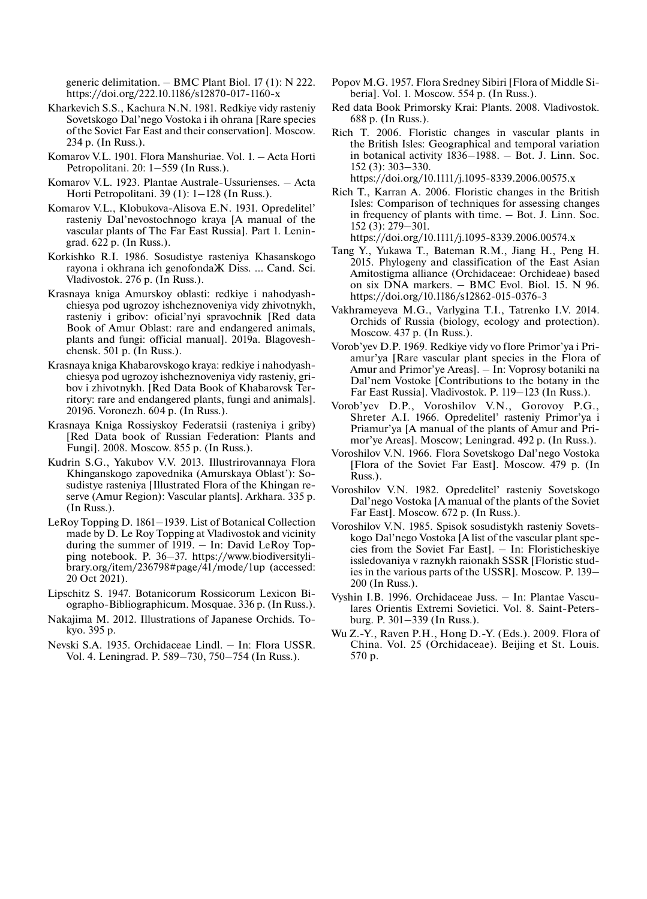generic delimitation. – BMC Plant Biol. 17 (1): N 222. https://doi.org/222.10.1186/s12870-017-1160-x

Kharkevich S.S., Kachura N.N. 1981. Redkiye vidy rasteniy Sovetskogo Dal'nego Vostoka i ih ohrana [Rare species of the Soviet Far East and their conservation]. Moscow. 234 p. (In Russ.).

Komarov V.L. 1901. Flora Manshuriae. Vol. 1. – Acta Horti Petropolitani. 20: 1–559 (In Russ.).

Komarov V.L. 1923. Plantae Australe-Ussurienses. – Acta Horti Petropolitani. 39 (1): 1–128 (In Russ.).

Komarov V.L., Klobukova-Alisova E.N. 1931. Opredelitel' rasteniy Dal'nevostochnogo kraya [A manual of the vascular plants of The Far East Russia]. Part 1. Leningrad. 622 p. (In Russ.).

Korkishko R.I. 1986. Sosudistye rasteniya Khasanskogo rayona i okhrana ich genofondaЖ Diss. ... Cand. Sci. Vladivostok. 276 p. (In Russ.).

Krasnaya kniga Amurskoy oblasti: redkiye i nahodyashchiesya pod ugrozoy ishcheznoveniya vidy zhivotnykh, rasteniy i gribov: oficial'nyi spravochnik [Red data Book of Amur Oblast: rare and endangered animals, plants and fungi: official manual]. 2019a. Blagoveshchensk. 501 p. (In Russ.).

Krasnaya kniga Khabarovskogo kraya: redkiye i nahodyashchiesya pod ugrozoy ishcheznoveniya vidy rasteniy, gribov i zhivotnykh. [Red Data Book of Khabarovsk Territory: rare and endangered plants, fungi and animals]. 2019б. Voronezh. 604 p. (In Russ.).

Krasnaya Kniga Rossiyskoy Federatsii (rasteniya i griby) [Red Data book of Russian Federation: Plants and Fungi]. 2008. Moscow. 855 p. (In Russ.).

Kudrin S.G., Yakubov V.V. 2013. Illustrirovannaya Flora Khinganskogo zapovednika (Amurskaya Oblast'): Sosudistye rasteniya [Illustrated Flora of the Khingan reserve (Amur Region): Vascular plants]. Arkhara. 335 p. (In Russ.).

LeRoy Topping D. 1861–1939. List of Botanical Collection made by D. Le Roy Topping at Vladivostok and vicinity during the summer of 1919. – In: David LeRoy Topping notebook. P. 36–37. https://www.biodiversitylibrary.org/item/236798#page/41/mode/1up (accessed: 20 Oct 2021).

Lipschitz S. 1947. Botanicorum Rossicorum Lexicon Biographo-Bibliographicum. Mosquae. 336 p. (In Russ.).

Nakajima M. 2012. Illustrations of Japanese Orchids. Tokyo. 395 p.

Nevski S.A. 1935. Orchidaceae Lindl. – In: Flora USSR. Vol. 4. Leningrad. P. 589–730, 750–754 (In Russ.).

Popov M.G. 1957. Flora Sredney Sibiri [Flora of Middle Siberia]. Vol. 1. Moscow. 554 p. (In Russ.).

Red data Book Primorsky Krai: Plants. 2008. Vladivostok. 688 p. (In Russ.).

Rich T. 2006. Floristic changes in vascular plants in the British Isles: Geographical and temporal variation in botanical activity 1836–1988. – Bot. J. Linn. Soc. 152 (3): 303–330. https://doi.org/10.1111/j.1095-8339.2006.00575.x

Rich T., Karran A. 2006. Floristic changes in the British Isles: Comparison of techniques for assessing changes in frequency of plants with time. – Bot. J. Linn. Soc. 152 (3): 279–301. https://doi.org/10.1111/j.1095-8339.2006.00574.x

Tang Y., Yukawa T., Bateman R.M., Jiang H., Peng H. 2015. Phylogeny and classification of the East Asian Amitostigma alliance (Orchidaceae: Orchideae) based on six DNA markers. – BMC Evol. Biol. 15. N 96. https://doi.org/10.1186/s12862-015-0376-3

Vakhrameyeva M.G., Varlygina T.I., Tatrenko I.V. 2014. Orchids of Russia (biology, ecology and protection). Moscow. 437 p. (In Russ.).

Vorob'yev D.P. 1969. Redkiye vidy vo flore Primor'ya i Priamur'ya [Rare vascular plant species in the Flora of Amur and Primor'ye Areas]. – In: Voprosy botaniki na Dal'nem Vostoke [Contributions to the botany in the Far East Russia]. Vladivostok. P. 119–123 (In Russ.).

Vorob'yev D.P., Voroshilov V.N., Gorovoy P.G., Shreter A.I. 1966. Opredelitel' rasteniy Primor'ya i Priamur'ya [A manual of the plants of Amur and Primor'ye Areas]. Moscow; Leningrad. 492 p. (In Russ.).

Voroshilov V.N. 1966. Flora Sovetskogo Dal'nego Vostoka [Flora of the Soviet Far East]. Moscow. 479 p. (In Russ.).

Voroshilov V.N. 1982. Opredelitel' rasteniy Sovetskogo Dal'nego Vostoka [A manual of the plants of the Soviet Far East]. Moscow. 672 p. (In Russ.).

Voroshilov V.N. 1985. Spisok sosudistykh rasteniy Sovetskogo Dal'nego Vostoka [A list of the vascular plant species from the Soviet Far East]. – In: Floristicheskiye issledovaniya v raznykh raionakh SSSR [Floristic studies in the various parts of the USSR]. Moscow. P. 139–200 (In Russ.).

Vyshin I.B. 1996. Orchidaceae Juss. – In: Plantae Vasculares Orientis Extremi Sovietici. Vol. 8. Saint-Petersburg. P. 301–339 (In Russ.).

Wu Z.-Y., Raven P.H., Hong D.-Y. (Eds.). 2009. Flora of China. Vol. 25 (Orchidaceae). Beijing et St. Louis. 570 p.